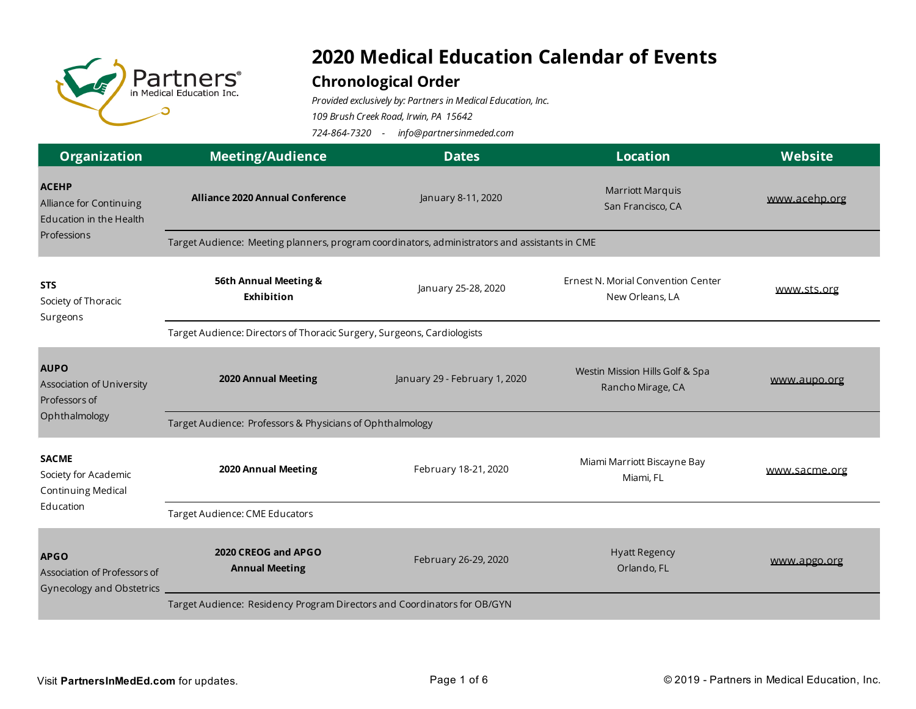# 2020 Medical Education Calendar of Events

## Chronological Order

*Provided exclusively by: Partners in Medical Education, Inc.*

*109 Brush Creek Road, Irwin, PA 15642*

*724-864-7320 - info@partnersinmeded.com*

| Organization | Meeting/Audience | Dates | Location | Website |
|---|---|---|---|---|
| **ACEHP** Alliance for Continuing Education in the Health Professions | **Alliance 2020 Annual Conference** | January 8-11, 2020 | Marriott Marquis San Francisco, CA | www.acehp.org |
| | Target Audience: Meeting planners, program coordinators, administrators and assistants in CME | | | |
| **STS** Society of Thoracic Surgeons | **56th Annual Meeting & Exhibition** | January 25-28, 2020 | Ernest N. Morial Convention Center New Orleans, LA | www.sts.org |
| | Target Audience: Directors of Thoracic Surgery, Surgeons, Cardiologists | | | |
| **AUPO** Association of University Professors of Ophthalmology | **2020 Annual Meeting** | January 29 - February 1, 2020 | Westin Mission Hills Golf & Spa Rancho Mirage, CA | www.aupo.org |
| | Target Audience: Professors & Physicians of Ophthalmology | | | |
| **SACME** Society for Academic Continuing Medical Education | **2020 Annual Meeting** | February 18-21, 2020 | Miami Marriott Biscayne Bay Miami, FL | www.sacme.org |
| | Target Audience: CME Educators | | | |
| **APGO** Association of Professors of Gynecology and Obstetrics | **2020 CREOG and APGO Annual Meeting** | February 26-29, 2020 | Hyatt Regency Orlando, FL | www.apgo.org |
| | Target Audience: Residency Program Directors and Coordinators for OB/GYN | | | |

Visit **PartnersInMedEd.com** for updates.

© 2019 - Partners in Medical Education, Inc.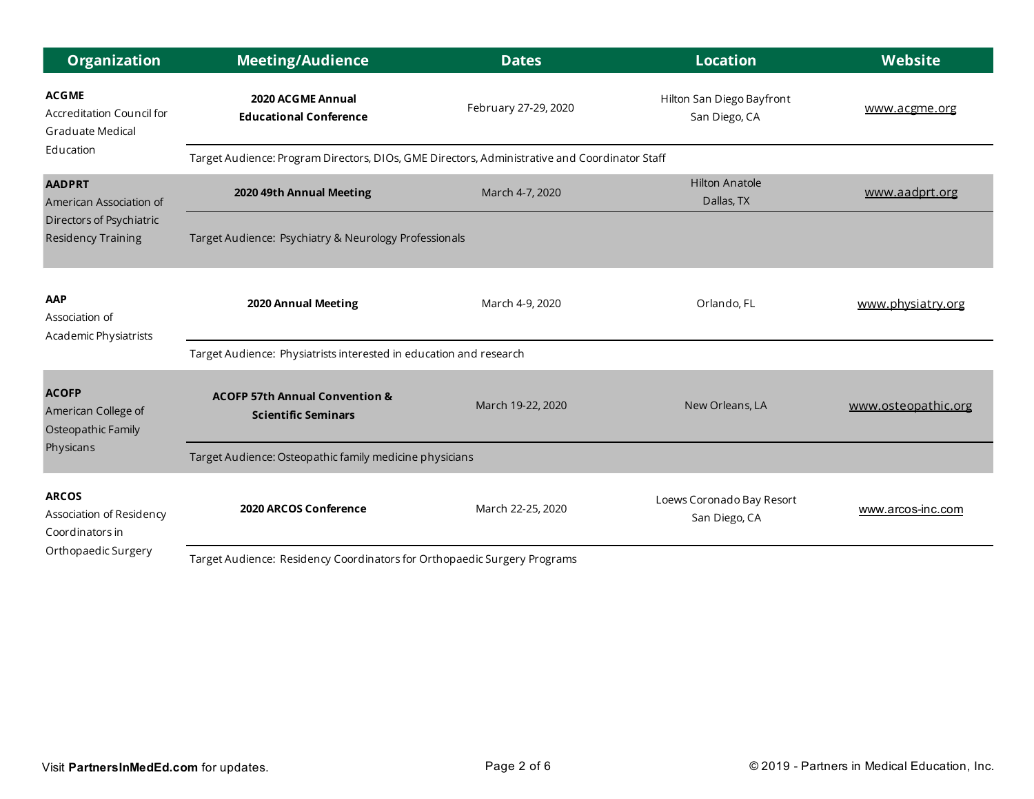| Organization | Meeting/Audience | Dates | Location | Website |
|---|---|---|---|---|
| **ACGME** Accreditation Council for Graduate Medical Education | **2020 ACGME Annual Educational Conference** | February 27-29, 2020 | Hilton San Diego Bayfront San Diego, CA | www.acgme.org |
| | Target Audience: Program Directors, DIOs, GME Directors, Administrative and Coordinator Staff | | | |
| **AADPRT** American Association of Directors of Psychiatric Residency Training | **2020 49th Annual Meeting** | March 4-7, 2020 | Hilton Anatole Dallas, TX | www.aadprt.org |
| | Target Audience: Psychiatry & Neurology Professionals | | | |
| **AAP** Association of Academic Physiatrists | **2020 Annual Meeting** | March 4-9, 2020 | Orlando, FL | www.physiatry.org |
| | Target Audience: Physiatrists interested in education and research | | | |
| **ACOFP** American College of Osteopathic Family Physicans | **ACOFP 57th Annual Convention & Scientific Seminars** | March 19-22, 2020 | New Orleans, LA | www.osteopathic.org |
| | Target Audience: Osteopathic family medicine physicians | | | |
| **ARCOS** Association of Residency Coordinators in Orthopaedic Surgery | **2020 ARCOS Conference** | March 22-25, 2020 | Loews Coronado Bay Resort San Diego, CA | www.arcos-inc.com |
| | Target Audience: Residency Coordinators for Orthopaedic Surgery Programs | | | |

Visit **PartnersInMedEd.com** for updates.

© 2019 - Partners in Medical Education, Inc.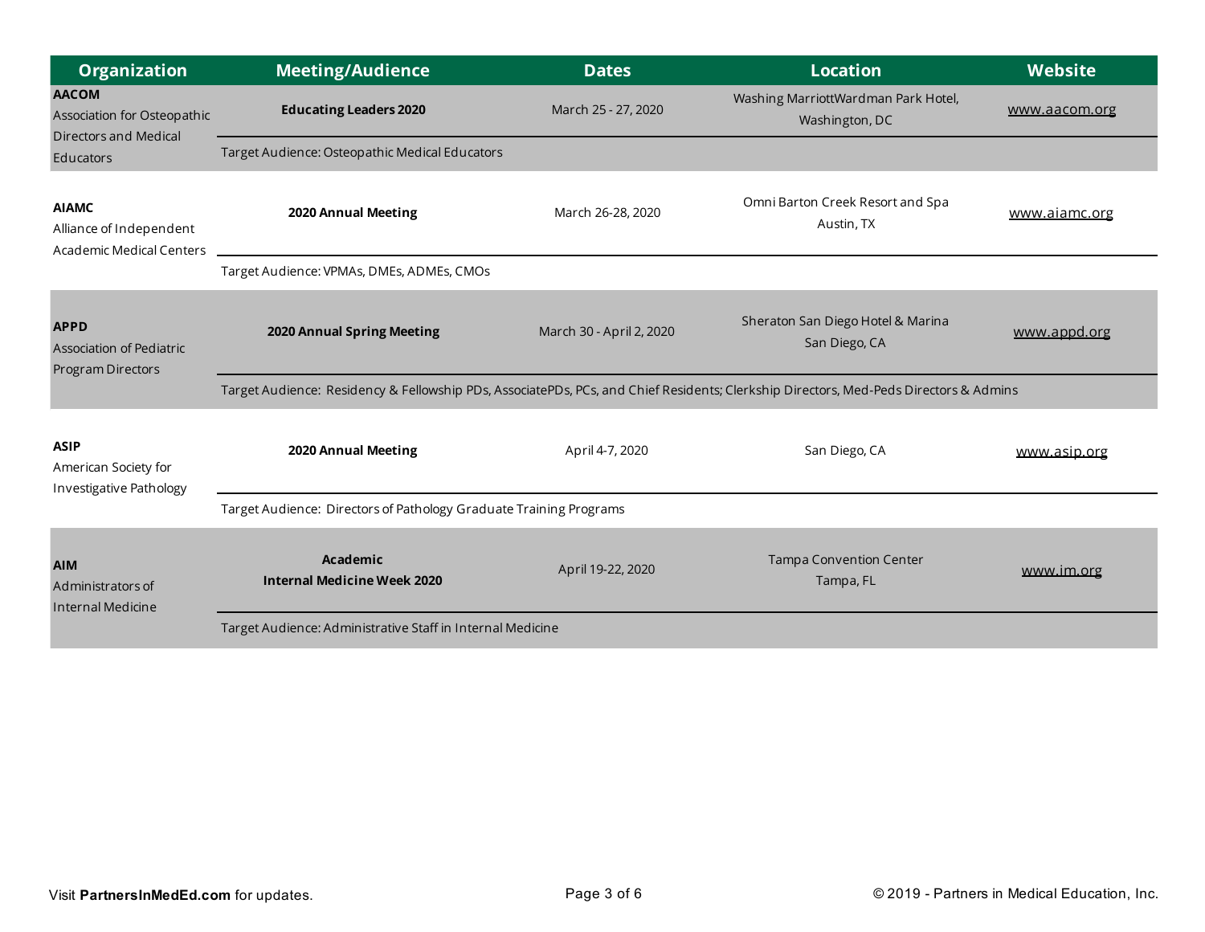| Organization | Meeting/Audience | Dates | Location | Website |
|---|---|---|---|---|
| **AACOM** Association for Osteopathic Directors and Medical Educators | **Educating Leaders 2020** | March 25 - 27, 2020 | Washing MarriottWardman Park Hotel, Washington, DC | www.aacom.org |
| | Target Audience: Osteopathic Medical Educators | | | |
| **AIAMC** Alliance of Independent Academic Medical Centers | **2020 Annual Meeting** | March 26-28, 2020 | Omni Barton Creek Resort and Spa Austin, TX | www.aiamc.org |
| | Target Audience: VPMAs, DMEs, ADMEs, CMOs | | | |
| **APPD** Association of Pediatric Program Directors | **2020 Annual Spring Meeting** | March 30 - April 2, 2020 | Sheraton San Diego Hotel & Marina San Diego, CA | www.appd.org |
| | Target Audience: Residency & Fellowship PDs, AssociatePDs, PCs, and Chief Residents; Clerkship Directors, Med-Peds Directors & Admins | | | |
| **ASIP** American Society for Investigative Pathology | **2020 Annual Meeting** | April 4-7, 2020 | San Diego, CA | www.asip.org |
| | Target Audience: Directors of Pathology Graduate Training Programs | | | |
| **AIM** Administrators of Internal Medicine | **Academic Internal Medicine Week 2020** | April 19-22, 2020 | Tampa Convention Center Tampa, FL | www.im.org |
| | Target Audience: Administrative Staff in Internal Medicine | | | |

Visit **PartnersInMedEd.com** for updates.

© 2019 - Partners in Medical Education, Inc.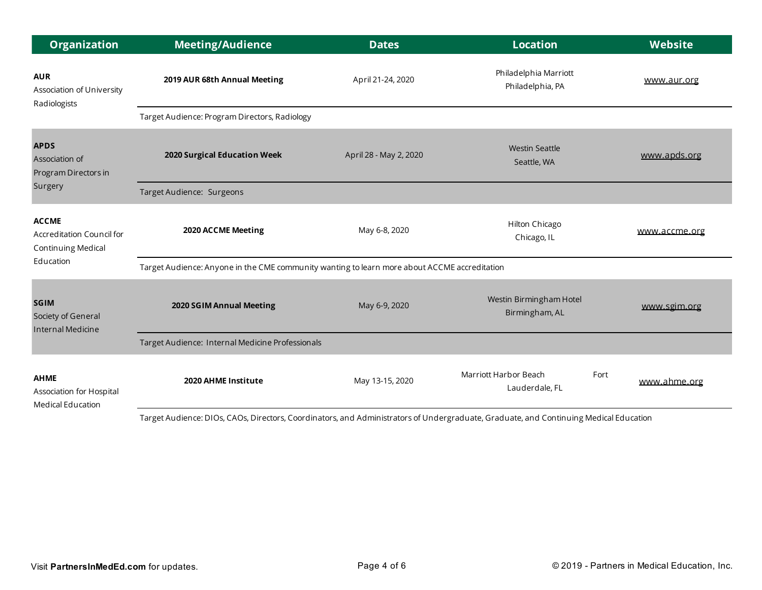| Organization | Meeting/Audience | Dates | Location | Website |
|---|---|---|---|---|
| **AUR** Association of University Radiologists | **2019 AUR 68th Annual Meeting** | April 21-24, 2020 | Philadelphia Marriott Philadelphia, PA | www.aur.org |
| | Target Audience: Program Directors, Radiology | | | |
| **APDS** Association of Program Directors in Surgery | **2020 Surgical Education Week** | April 28 - May 2, 2020 | Westin Seattle Seattle, WA | www.apds.org |
| | Target Audience: Surgeons | | | |
| **ACCME** Accreditation Council for Continuing Medical Education | **2020 ACCME Meeting** | May 6-8, 2020 | Hilton Chicago Chicago, IL | www.accme.org |
| | Target Audience: Anyone in the CME community wanting to learn more about ACCME accreditation | | | |
| **SGIM** Society of General Internal Medicine | **2020 SGIM Annual Meeting** | May 6-9, 2020 | Westin Birmingham Hotel Birmingham, AL | www.sgim.org |
| | Target Audience: Internal Medicine Professionals | | | |
| **AHME** Association for Hospital Medical Education | **2020 AHME Institute** | May 13-15, 2020 | Marriott Harbor Beach Fort Lauderdale, FL | www.ahme.org |
| | Target Audience: DIOs, CAOs, Directors, Coordinators, and Administrators of Undergraduate, Graduate, and Continuing Medical Education | | | |

Visit **PartnersInMedEd.com** for updates.

© 2019 - Partners in Medical Education, Inc.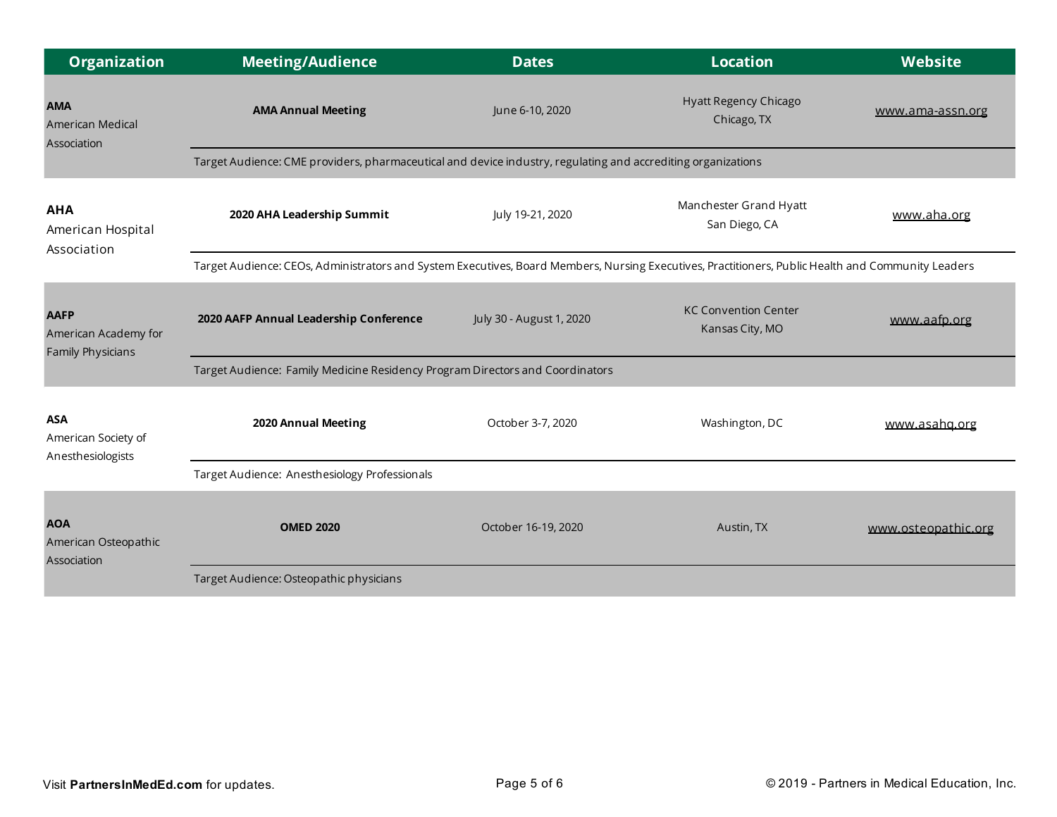| Organization | Meeting/Audience | Dates | Location | Website |
|---|---|---|---|---|
| **AMA** American Medical Association | **AMA Annual Meeting** | June 6-10, 2020 | Hyatt Regency Chicago Chicago, TX | www.ama-assn.org |
| | Target Audience: CME providers, pharmaceutical and device industry, regulating and accrediting organizations | | | |
| **AHA** American Hospital Association | **2020 AHA Leadership Summit** | July 19-21, 2020 | Manchester Grand Hyatt San Diego, CA | www.aha.org |
| | Target Audience: CEOs, Administrators and System Executives, Board Members, Nursing Executives, Practitioners, Public Health and Community Leaders | | | |
| **AAFP** American Academy for Family Physicians | **2020 AAFP Annual Leadership Conference** | July 30 - August 1, 2020 | KC Convention Center Kansas City, MO | www.aafp.org |
| | Target Audience: Family Medicine Residency Program Directors and Coordinators | | | |
| **ASA** American Society of Anesthesiologists | **2020 Annual Meeting** | October 3-7, 2020 | Washington, DC | www.asahq.org |
| | Target Audience: Anesthesiology Professionals | | | |
| **AOA** American Osteopathic Association | **OMED 2020** | October 16-19, 2020 | Austin, TX | www.osteopathic.org |
| | Target Audience: Osteopathic physicians | | | |

Visit **PartnersInMedEd.com** for updates.

© 2019 - Partners in Medical Education, Inc.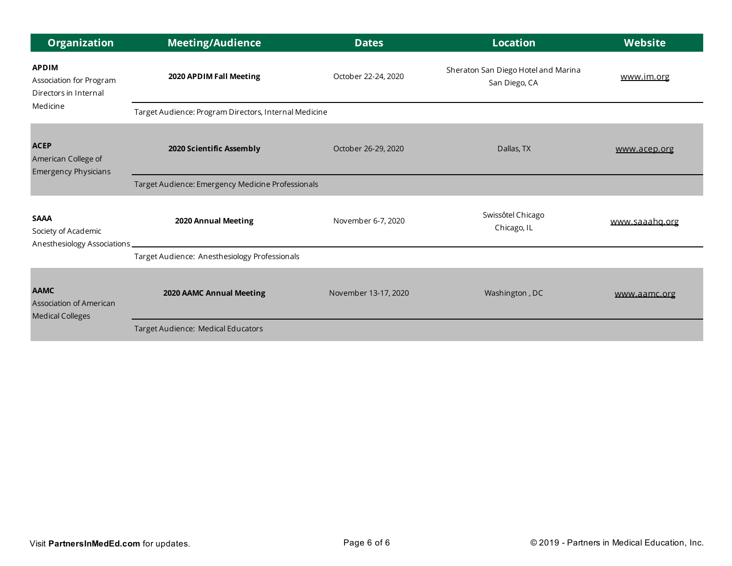| Organization | Meeting/Audience | Dates | Location | Website |
|---|---|---|---|---|
| **APDIM** Association for Program Directors in Internal Medicine | **2020 APDIM Fall Meeting** | October 22-24, 2020 | Sheraton San Diego Hotel and Marina San Diego, CA | www.im.org |
| | Target Audience: Program Directors, Internal Medicine | | | |
| **ACEP** American College of Emergency Physicians | **2020 Scientific Assembly** | October 26-29, 2020 | Dallas, TX | www.acep.org |
| | Target Audience: Emergency Medicine Professionals | | | |
| **SAAA** Society of Academic Anesthesiology Associations | **2020 Annual Meeting** | November 6-7, 2020 | Swissôtel Chicago Chicago, IL | www.saaahq.org |
| | Target Audience: Anesthesiology Professionals | | | |
| **AAMC** Association of American Medical Colleges | **2020 AAMC Annual Meeting** | November 13-17, 2020 | Washington , DC | www.aamc.org |
| | Target Audience: Medical Educators | | | |

Visit **PartnersInMedEd.com** for updates.

© 2019 - Partners in Medical Education, Inc.